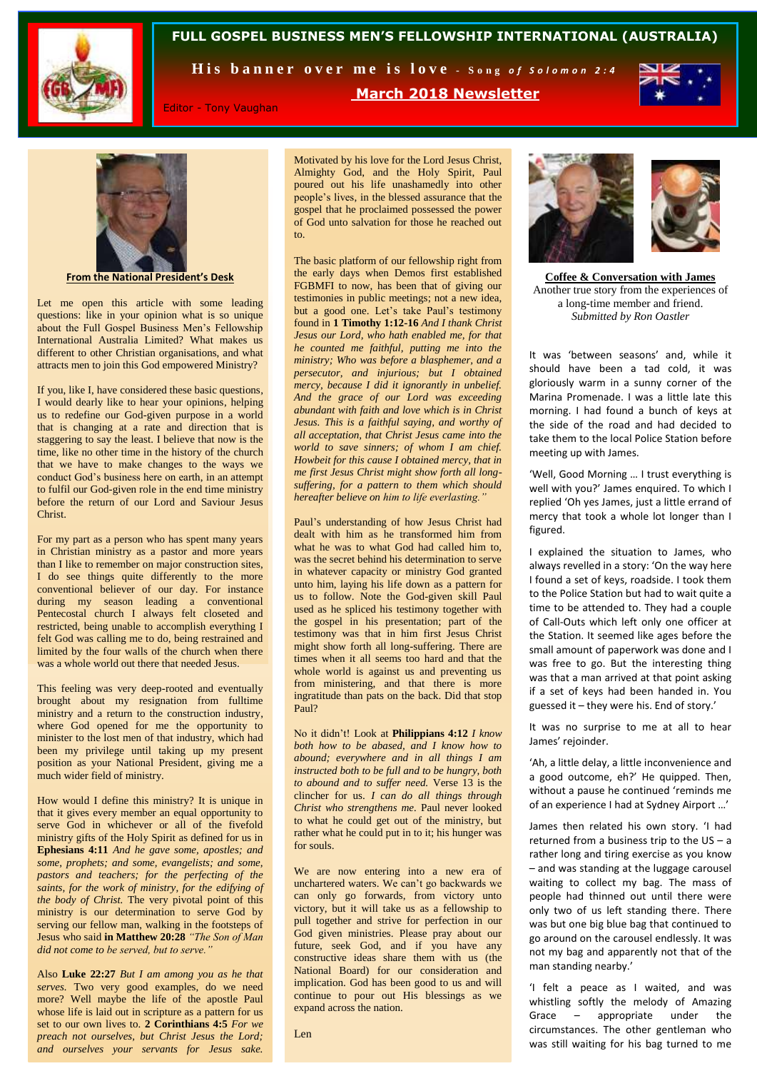# FULL GOSPEL BUSINESS MEN'S FELLOWSHIP INTERNATIONAL (AUSTRALIA)

**His banner over me is love** - *Song of Solomon 2:4*

**March 2018 Newsletter**

Editor - Tony Vaughan

## From the National President's Desk

Let me open this article with some leading questions: like in your opinion what is so unique about the Full Gospel Business Men's Fellowship International Australia Limited? What makes us different to other Christian organisations, and what attracts men to join this God empowered Ministry?

If you, like I, have considered these basic questions, I would dearly like to hear your opinions, helping us to redefine our God-given purpose in a world that is changing at a rate and direction that is staggering to say the least. I believe that now is the time, like no other time in the history of the church that we have to make changes to the ways we conduct God's business here on earth, in an attempt to fulfil our God-given role in the end time ministry before the return of our Lord and Saviour Jesus Christ.

For my part as a person who has spent many years in Christian ministry as a pastor and more years than I like to remember on major construction sites, I do see things quite differently to the more conventional believer of our day. For instance during my season leading a conventional Pentecostal church I always felt closeted and restricted, being unable to accomplish everything I felt God was calling me to do, being restrained and limited by the four walls of the church when there was a whole world out there that needed Jesus.

This feeling was very deep-rooted and eventually brought about my resignation from fulltime ministry and a return to the construction industry, where God opened for me the opportunity to minister to the lost men of that industry, which had been my privilege until taking up my present position as your National President, giving me a much wider field of ministry.

How would I define this ministry? It is unique in that it gives every member an equal opportunity to serve God in whichever or all of the fivefold ministry gifts of the Holy Spirit as defined for us in **Ephesians 4:11** *And he gave some, apostles; and some, prophets; and some, evangelists; and some, pastors and teachers; for the perfecting of the saints, for the work of ministry, for the edifying of the body of Christ.* The very pivotal point of this ministry is our determination to serve God by serving our fellow man, walking in the footsteps of Jesus who said **in Matthew 20:28** *"The Son of Man did not come to be served, but to serve."*

Also **Luke 22:27** *But I am among you as he that serves.* Two very good examples, do we need more? Well maybe the life of the apostle Paul whose life is laid out in scripture as a pattern for us set to our own lives to. **2 Corinthians 4:5** *For we preach not ourselves, but Christ Jesus the Lord; and ourselves your servants for Jesus sake.*

Motivated by his love for the Lord Jesus Christ, Almighty God, and the Holy Spirit, Paul poured out his life unashamedly into other people's lives, in the blessed assurance that the gospel that he proclaimed possessed the power of God unto salvation for those he reached out to.

The basic platform of our fellowship right from the early days when Demos first established FGBMFI to now, has been that of giving our testimonies in public meetings; not a new idea, but a good one. Let's take Paul's testimony found in **1 Timothy 1:12-16** *And I thank Christ Jesus our Lord, who hath enabled me, for that he counted me faithful, putting me into the ministry; Who was before a blasphemer, and a persecutor, and injurious; but I obtained mercy, because I did it ignorantly in unbelief. And the grace of our Lord was exceeding abundant with faith and love which is in Christ Jesus. This is a faithful saying, and worthy of all acceptation, that Christ Jesus came into the world to save sinners; of whom I am chief. Howbeit for this cause I obtained mercy, that in me first Jesus Christ might show forth all long-suffering, for a pattern to them which should hereafter believe on him to life everlasting."*

Paul's understanding of how Jesus Christ had dealt with him as he transformed him from what he was to what God had called him to, was the secret behind his determination to serve in whatever capacity or ministry God granted unto him, laying his life down as a pattern for us to follow. Note the God-given skill Paul used as he spliced his testimony together with the gospel in his presentation; part of the testimony was that in him first Jesus Christ might show forth all long-suffering. There are times when it all seems too hard and that the whole world is against us and preventing us from ministering, and that there is more ingratitude than pats on the back. Did that stop Paul?

No it didn't! Look at **Philippians 4:12** *I know both how to be abased, and I know how to abound; everywhere and in all things I am instructed both to be full and to be hungry, both to abound and to suffer need.* Verse 13 is the clincher for us. *I can do all things through Christ who strengthens me.* Paul never looked to what he could get out of the ministry, but rather what he could put in to it; his hunger was for souls.

We are now entering into a new era of uncharted waters. We can't go backwards we can only go forwards, from victory unto victory, but it will take us as a fellowship to pull together and strive for perfection in our God given ministries. Please pray about our future, seek God, and if you have any constructive ideas share them with us (the National Board) for our consideration and implication. God has been good to us and will continue to pour out His blessings as we expand across the nation.

Len

## Coffee & Conversation with James

Another true story from the experiences of a long-time member and friend.
*Submitted by Ron Oastler*

It was 'between seasons' and, while it should have been a tad cold, it was gloriously warm in a sunny corner of the Marina Promenade. I was a little late this morning. I had found a bunch of keys at the side of the road and had decided to take them to the local Police Station before meeting up with James.

'Well, Good Morning … I trust everything is well with you?' James enquired. To which I replied 'Oh yes James, just a little errand of mercy that took a whole lot longer than I figured.

I explained the situation to James, who always revelled in a story: 'On the way here I found a set of keys, roadside. I took them to the Police Station but had to wait quite a time to be attended to. They had a couple of Call-Outs which left only one officer at the Station. It seemed like ages before the small amount of paperwork was done and I was free to go. But the interesting thing was that a man arrived at that point asking if a set of keys had been handed in. You guessed it – they were his. End of story.'

It was no surprise to me at all to hear James' rejoinder.

'Ah, a little delay, a little inconvenience and a good outcome, eh?' He quipped. Then, without a pause he continued 'reminds me of an experience I had at Sydney Airport …'

James then related his own story. 'I had returned from a business trip to the US – a rather long and tiring exercise as you know – and was standing at the luggage carousel waiting to collect my bag. The mass of people had thinned out until there were only two of us left standing there. There was but one big blue bag that continued to go around on the carousel endlessly. It was not my bag and apparently not that of the man standing nearby.'

'I felt a peace as I waited, and was whistling softly the melody of Amazing Grace – appropriate under the circumstances. The other gentleman who was still waiting for his bag turned to me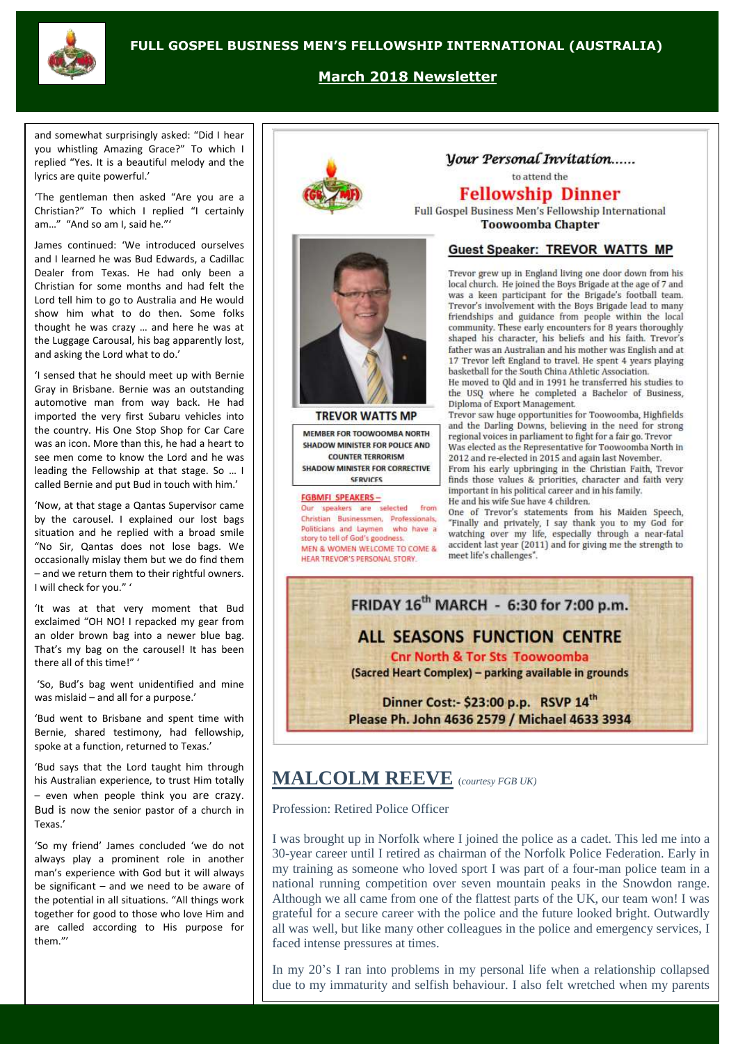# FULL GOSPEL BUSINESS MEN'S FELLOWSHIP INTERNATIONAL (AUSTRALIA)

## March 2018 Newsletter

and somewhat surprisingly asked: "Did I hear you whistling Amazing Grace?" To which I replied "Yes. It is a beautiful melody and the lyrics are quite powerful.'

'The gentleman then asked "Are you are a Christian?" To which I replied "I certainly am..." "And so am I, said he."'

James continued: 'We introduced ourselves and I learned he was Bud Edwards, a Cadillac Dealer from Texas. He had only been a Christian for some months and had felt the Lord tell him to go to Australia and He would show him what to do then. Some folks thought he was crazy … and here he was at the Luggage Carousal, his bag apparently lost, and asking the Lord what to do.'

'I sensed that he should meet up with Bernie Gray in Brisbane. Bernie was an outstanding automotive man from way back. He had imported the very first Subaru vehicles into the country. His One Stop Shop for Car Care was an icon. More than this, he had a heart to see men come to know the Lord and he was leading the Fellowship at that stage. So … I called Bernie and put Bud in touch with him.'

'Now, at that stage a Qantas Supervisor came by the carousel. I explained our lost bags situation and he replied with a broad smile "No Sir, Qantas does not lose bags. We occasionally mislay them but we do find them – and we return them to their rightful owners. I will check for you." '

'It was at that very moment that Bud exclaimed "OH NO! I repacked my gear from an older brown bag into a newer blue bag. That's my bag on the carousel! It has been there all of this time!" '

'So, Bud's bag went unidentified and mine was mislaid – and all for a purpose.'

'Bud went to Brisbane and spent time with Bernie, shared testimony, had fellowship, spoke at a function, returned to Texas.'

'Bud says that the Lord taught him through his Australian experience, to trust Him totally – even when people think you are crazy. Bud is now the senior pastor of a church in Texas.'

'So my friend' James concluded 'we do not always play a prominent role in another man's experience with God but it will always be significant – and we need to be aware of the potential in all situations. "All things work together for good to those who love Him and are called according to His purpose for them."'

---

*Your Personal Invitation……*

to attend the

## Fellowship Dinner

Full Gospel Business Men's Fellowship International

**Toowoomba Chapter**

### Guest Speaker: TREVOR WATTS MP

**TREVOR WATTS MP**

**MEMBER FOR TOOWOOMBA NORTH**
**SHADOW MINISTER FOR POLICE AND COUNTER TERRORISM**
**SHADOW MINISTER FOR CORRECTIVE SERVICES**

**FGBMFI SPEAKERS –** Our speakers are selected from Christian Businessmen, Professionals, Politicians and Laymen who have a story to tell of God's goodness.
MEN & WOMEN WELCOME TO COME & HEAR TREVOR'S PERSONAL STORY.

Trevor grew up in England living one door down from his local church. He joined the Boys Brigade at the age of 7 and was a keen participant for the Brigade's football team. Trevor's involvement with the Boys Brigade lead to many friendships and guidance from people within the local community. These early encounters for 8 years thoroughly shaped his character, his beliefs and his faith. Trevor's father was an Australian and his mother was English and at 17 Trevor left England to travel. He spent 4 years playing basketball for the South China Athletic Association.
He moved to Qld and in 1991 he transferred his studies to the USQ where he completed a Bachelor of Business, Diploma of Export Management.
Trevor saw huge opportunities for Toowoomba, Highfields and the Darling Downs, believing in the need for strong regional voices in parliament to fight for a fair go. Trevor Was elected as the Representative for Toowoomba North in 2012 and re-elected in 2015 and again last November.
From his early upbringing in the Christian Faith, Trevor finds those values & priorities, character and faith very important in his political career and in his family.
He and his wife Sue have 4 children.
One of Trevor's statements from his Maiden Speech, "Finally and privately, I say thank you to my God for watching over my life, especially through a near-fatal accident last year (2011) and for giving me the strength to meet life's challenges".

**FRIDAY 16th MARCH - 6:30 for 7:00 p.m.**

**ALL SEASONS FUNCTION CENTRE**

**Cnr North & Tor Sts Toowoomba**

**(Sacred Heart Complex) – parking available in grounds**

**Dinner Cost:- $23:00 p.p. RSVP 14th**
**Please Ph. John 4636 2579 / Michael 4633 3934**

---

## MALCOLM REEVE *(courtesy FGB UK)*

Profession: Retired Police Officer

I was brought up in Norfolk where I joined the police as a cadet. This led me into a 30-year career until I retired as chairman of the Norfolk Police Federation. Early in my training as someone who loved sport I was part of a four-man police team in a national running competition over seven mountain peaks in the Snowdon range. Although we all came from one of the flattest parts of the UK, our team won! I was grateful for a secure career with the police and the future looked bright. Outwardly all was well, but like many other colleagues in the police and emergency services, I faced intense pressures at times.

In my 20's I ran into problems in my personal life when a relationship collapsed due to my immaturity and selfish behaviour. I also felt wretched when my parents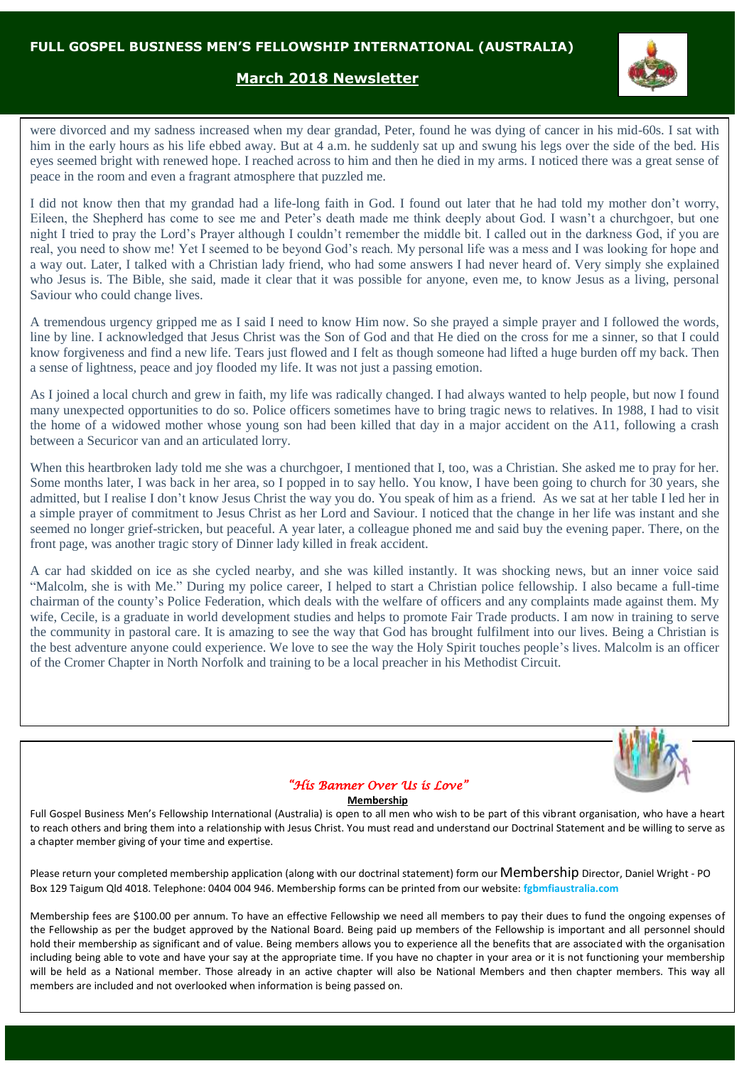were divorced and my sadness increased when my dear grandad, Peter, found he was dying of cancer in his mid-60s. I sat with him in the early hours as his life ebbed away. But at 4 a.m. he suddenly sat up and swung his legs over the side of the bed. His eyes seemed bright with renewed hope. I reached across to him and then he died in my arms. I noticed there was a great sense of peace in the room and even a fragrant atmosphere that puzzled me.

I did not know then that my grandad had a life-long faith in God. I found out later that he had told my mother don't worry, Eileen, the Shepherd has come to see me and Peter's death made me think deeply about God. I wasn't a churchgoer, but one night I tried to pray the Lord's Prayer although I couldn't remember the middle bit. I called out in the darkness God, if you are real, you need to show me! Yet I seemed to be beyond God's reach. My personal life was a mess and I was looking for hope and a way out. Later, I talked with a Christian lady friend, who had some answers I had never heard of. Very simply she explained who Jesus is. The Bible, she said, made it clear that it was possible for anyone, even me, to know Jesus as a living, personal Saviour who could change lives.

A tremendous urgency gripped me as I said I need to know Him now. So she prayed a simple prayer and I followed the words, line by line. I acknowledged that Jesus Christ was the Son of God and that He died on the cross for me a sinner, so that I could know forgiveness and find a new life. Tears just flowed and I felt as though someone had lifted a huge burden off my back. Then a sense of lightness, peace and joy flooded my life. It was not just a passing emotion.

As I joined a local church and grew in faith, my life was radically changed. I had always wanted to help people, but now I found many unexpected opportunities to do so. Police officers sometimes have to bring tragic news to relatives. In 1988, I had to visit the home of a widowed mother whose young son had been killed that day in a major accident on the A11, following a crash between a Securicor van and an articulated lorry.

When this heartbroken lady told me she was a churchgoer, I mentioned that I, too, was a Christian. She asked me to pray for her. Some months later, I was back in her area, so I popped in to say hello. You know, I have been going to church for 30 years, she admitted, but I realise I don't know Jesus Christ the way you do. You speak of him as a friend. As we sat at her table I led her in a simple prayer of commitment to Jesus Christ as her Lord and Saviour. I noticed that the change in her life was instant and she seemed no longer grief-stricken, but peaceful. A year later, a colleague phoned me and said buy the evening paper. There, on the front page, was another tragic story of Dinner lady killed in freak accident.

A car had skidded on ice as she cycled nearby, and she was killed instantly. It was shocking news, but an inner voice said "Malcolm, she is with Me." During my police career, I helped to start a Christian police fellowship. I also became a full-time chairman of the county's Police Federation, which deals with the welfare of officers and any complaints made against them. My wife, Cecile, is a graduate in world development studies and helps to promote Fair Trade products. I am now in training to serve the community in pastoral care. It is amazing to see the way that God has brought fulfilment into our lives. Being a Christian is the best adventure anyone could experience. We love to see the way the Holy Spirit touches people's lives. Malcolm is an officer of the Cromer Chapter in North Norfolk and training to be a local preacher in his Methodist Circuit.

*"His Banner Over Us is Love"*

**Membership**

Full Gospel Business Men's Fellowship International (Australia) is open to all men who wish to be part of this vibrant organisation, who have a heart to reach others and bring them into a relationship with Jesus Christ. You must read and understand our Doctrinal Statement and be willing to serve as a chapter member giving of your time and expertise.

Please return your completed membership application (along with our doctrinal statement) form our Membership Director, Daniel Wright - PO Box 129 Taigum Qld 4018. Telephone: 0404 004 946. Membership forms can be printed from our website: fgbmfiaustralia.com

Membership fees are $100.00 per annum. To have an effective Fellowship we need all members to pay their dues to fund the ongoing expenses of the Fellowship as per the budget approved by the National Board. Being paid up members of the Fellowship is important and all personnel should hold their membership as significant and of value. Being members allows you to experience all the benefits that are associated with the organisation including being able to vote and have your say at the appropriate time. If you have no chapter in your area or it is not functioning your membership will be held as a National member. Those already in an active chapter will also be National Members and then chapter members. This way all members are included and not overlooked when information is being passed on.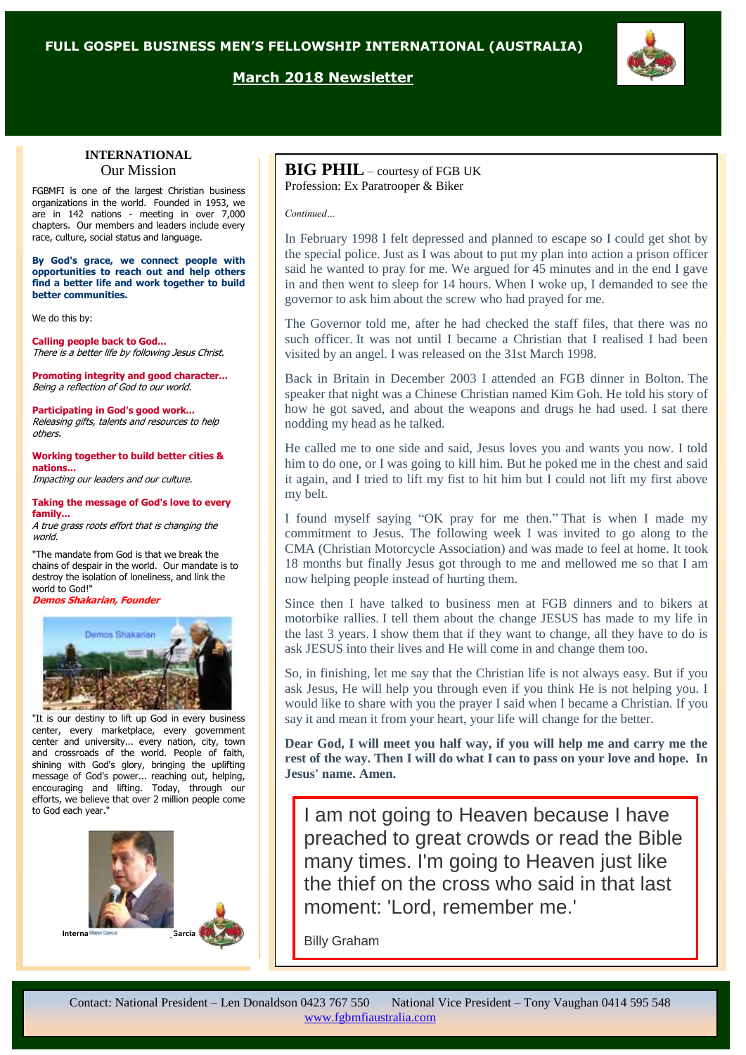# FULL GOSPEL BUSINESS MEN'S FELLOWSHIP INTERNATIONAL (AUSTRALIA)

## March 2018 Newsletter

### INTERNATIONAL
### Our Mission

FGBMFI is one of the largest Christian business organizations in the world. Founded in 1953, we are in 142 nations - meeting in over 7,000 chapters. Our members and leaders include every race, culture, social status and language.

**By God's grace, we connect people with opportunities to reach out and help others find a better life and work together to build better communities.**

We do this by:

**Calling people back to God...**
*There is a better life by following Jesus Christ.*

**Promoting integrity and good character...**
*Being a reflection of God to our world.*

**Participating in God's good work...**
*Releasing gifts, talents and resources to help others.*

**Working together to build better cities & nations...**
*Impacting our leaders and our culture.*

**Taking the message of God's love to every family...**
*A true grass roots effort that is changing the world.*

"The mandate from God is that we break the chains of despair in the world. Our mandate is to destroy the isolation of loneliness, and link the world to God!"
***Demos Shakarian, Founder***

Demos Shakarian

"It is our destiny to lift up God in every business center, every marketplace, every government center and university... every nation, city, town and crossroads of the world. People of faith, shining with God's glory, bringing the uplifting message of God's power... reaching out, helping, encouraging and lifting. Today, through our efforts, we believe that over 2 million people come to God each year."

International Mario Garcia

## BIG PHIL – courtesy of FGB UK

Profession: Ex Paratrooper & Biker

*Continued...*

In February 1998 I felt depressed and planned to escape so I could get shot by the special police. Just as I was about to put my plan into action a prison officer said he wanted to pray for me. We argued for 45 minutes and in the end I gave in and then went to sleep for 14 hours. When I woke up, I demanded to see the governor to ask him about the screw who had prayed for me.

The Governor told me, after he had checked the staff files, that there was no such officer. It was not until I became a Christian that I realised I had been visited by an angel. I was released on the 31st March 1998.

Back in Britain in December 2003 I attended an FGB dinner in Bolton. The speaker that night was a Chinese Christian named Kim Goh. He told his story of how he got saved, and about the weapons and drugs he had used. I sat there nodding my head as he talked.

He called me to one side and said, Jesus loves you and wants you now. I told him to do one, or I was going to kill him. But he poked me in the chest and said it again, and I tried to lift my fist to hit him but I could not lift my first above my belt.

I found myself saying "OK pray for me then." That is when I made my commitment to Jesus. The following week I was invited to go along to the CMA (Christian Motorcycle Association) and was made to feel at home. It took 18 months but finally Jesus got through to me and mellowed me so that I am now helping people instead of hurting them.

Since then I have talked to business men at FGB dinners and to bikers at motorbike rallies. I tell them about the change JESUS has made to my life in the last 3 years. I show them that if they want to change, all they have to do is ask JESUS into their lives and He will come in and change them too.

So, in finishing, let me say that the Christian life is not always easy. But if you ask Jesus, He will help you through even if you think He is not helping you. I would like to share with you the prayer I said when I became a Christian. If you say it and mean it from your heart, your life will change for the better.

**Dear God, I will meet you half way, if you will help me and carry me the rest of the way. Then I will do what I can to pass on your love and hope. In Jesus' name. Amen.**

> I am not going to Heaven because I have preached to great crowds or read the Bible many times. I'm going to Heaven just like the thief on the cross who said in that last moment: 'Lord, remember me.'
>
> Billy Graham

Contact: National President – Len Donaldson 0423 767 550 National Vice President – Tony Vaughan 0414 595 548
www.fgbmfiaustralia.com